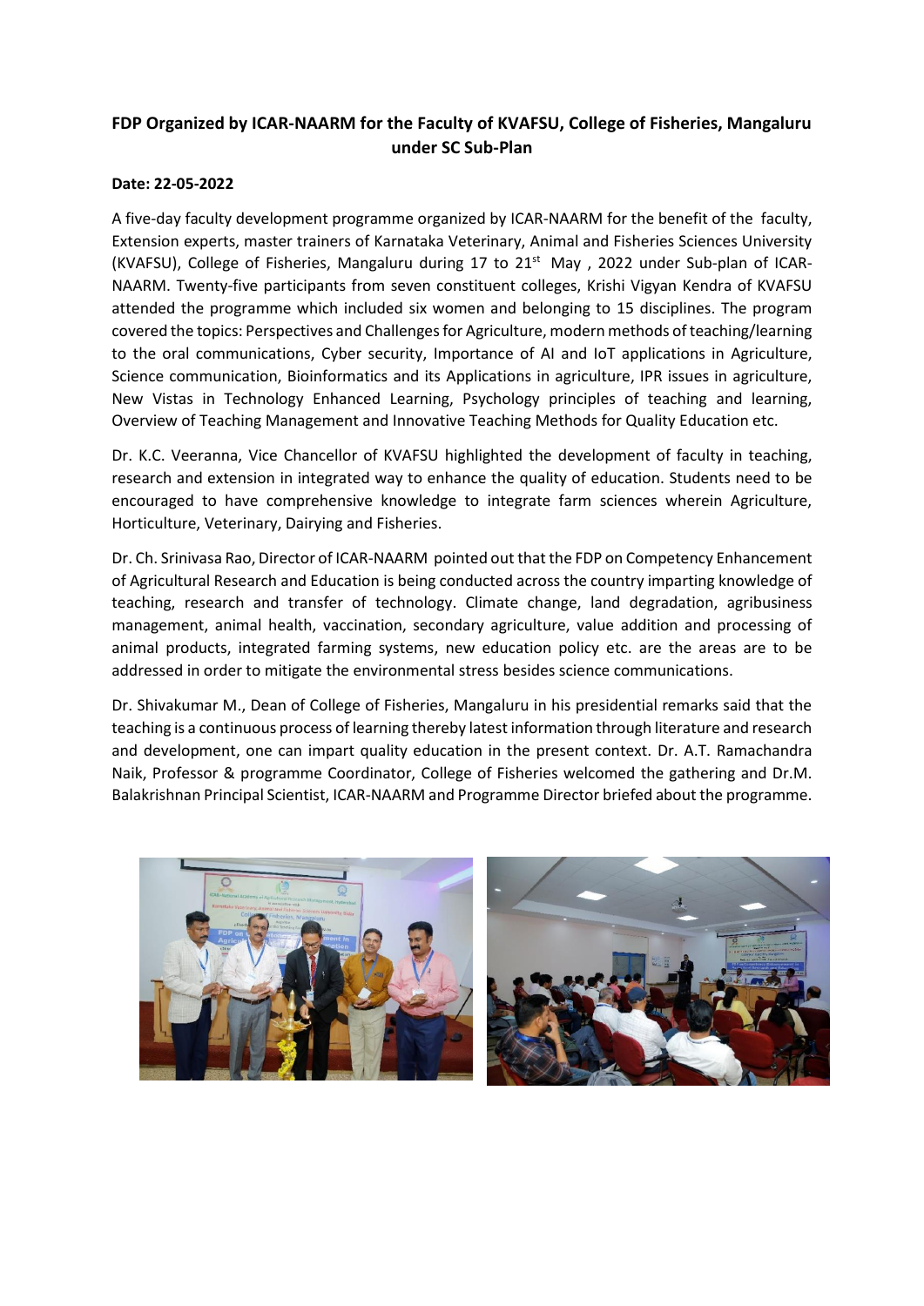**FDP Organized by ICAR-NAARM for the Faculty of KVAFSU, College of Fisheries, Mangaluru under SC Sub-Plan**

**Date: 22-05-2022**

A five-day faculty development programme organized by ICAR-NAARM for the benefit of the faculty, Extension experts, master trainers of Karnataka Veterinary, Animal and Fisheries Sciences University (KVAFSU), College of Fisheries, Mangaluru during 17 to 21st May , 2022 under Sub-plan of ICAR-NAARM. Twenty-five participants from seven constituent colleges, Krishi Vigyan Kendra of KVAFSU attended the programme which included six women and belonging to 15 disciplines. The program covered the topics: Perspectives and Challenges for Agriculture, modern methods of teaching/learning to the oral communications, Cyber security, Importance of AI and IoT applications in Agriculture, Science communication, Bioinformatics and its Applications in agriculture, IPR issues in agriculture, New Vistas in Technology Enhanced Learning, Psychology principles of teaching and learning, Overview of Teaching Management and Innovative Teaching Methods for Quality Education etc.

Dr. K.C. Veeranna, Vice Chancellor of KVAFSU highlighted the development of faculty in teaching, research and extension in integrated way to enhance the quality of education. Students need to be encouraged to have comprehensive knowledge to integrate farm sciences wherein Agriculture, Horticulture, Veterinary, Dairying and Fisheries.

Dr. Ch. Srinivasa Rao, Director of ICAR-NAARM pointed out that the FDP on Competency Enhancement of Agricultural Research and Education is being conducted across the country imparting knowledge of teaching, research and transfer of technology. Climate change, land degradation, agribusiness management, animal health, vaccination, secondary agriculture, value addition and processing of animal products, integrated farming systems, new education policy etc. are the areas are to be addressed in order to mitigate the environmental stress besides science communications.

Dr. Shivakumar M., Dean of College of Fisheries, Mangaluru in his presidential remarks said that the teaching is a continuous process of learning thereby latest information through literature and research and development, one can impart quality education in the present context. Dr. A.T. Ramachandra Naik, Professor & programme Coordinator, College of Fisheries welcomed the gathering and Dr.M. Balakrishnan Principal Scientist, ICAR-NAARM and Programme Director briefed about the programme.